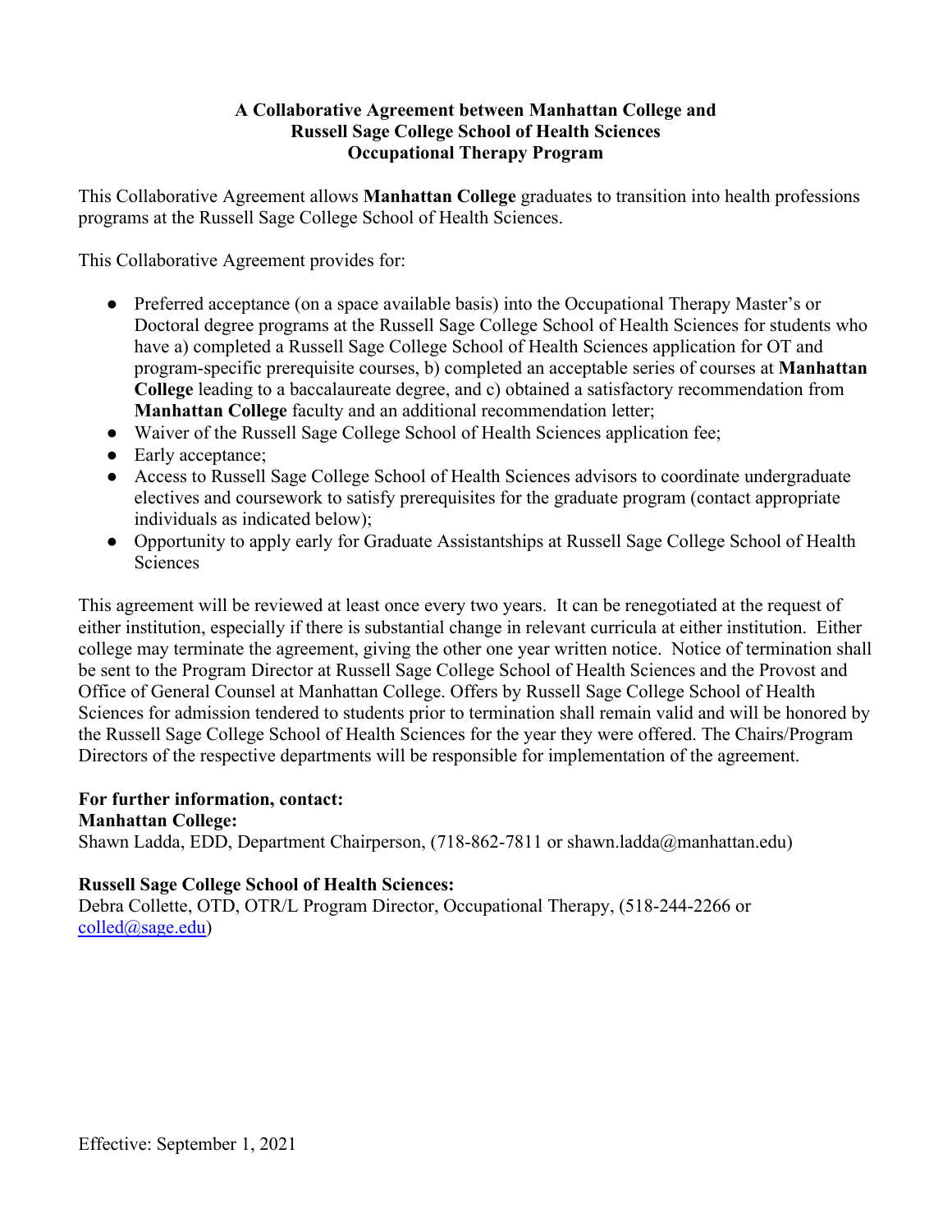# A Collaborative Agreement between Manhattan College and Russell Sage College School of Health Sciences Occupational Therapy Program

This Collaborative Agreement allows **Manhattan College** graduates to transition into health professions programs at the Russell Sage College School of Health Sciences.

This Collaborative Agreement provides for:

- Preferred acceptance (on a space available basis) into the Occupational Therapy Master's or Doctoral degree programs at the Russell Sage College School of Health Sciences for students who have a) completed a Russell Sage College School of Health Sciences application for OT and program-specific prerequisite courses, b) completed an acceptable series of courses at **Manhattan College** leading to a baccalaureate degree, and c) obtained a satisfactory recommendation from **Manhattan College** faculty and an additional recommendation letter;
- Waiver of the Russell Sage College School of Health Sciences application fee;
- Early acceptance;
- Access to Russell Sage College School of Health Sciences advisors to coordinate undergraduate electives and coursework to satisfy prerequisites for the graduate program (contact appropriate individuals as indicated below);
- Opportunity to apply early for Graduate Assistantships at Russell Sage College School of Health Sciences

This agreement will be reviewed at least once every two years. It can be renegotiated at the request of either institution, especially if there is substantial change in relevant curricula at either institution. Either college may terminate the agreement, giving the other one year written notice. Notice of termination shall be sent to the Program Director at Russell Sage College School of Health Sciences and the Provost and Office of General Counsel at Manhattan College. Offers by Russell Sage College School of Health Sciences for admission tendered to students prior to termination shall remain valid and will be honored by the Russell Sage College School of Health Sciences for the year they were offered. The Chairs/Program Directors of the respective departments will be responsible for implementation of the agreement.

**For further information, contact:**
**Manhattan College:**
Shawn Ladda, EDD, Department Chairperson, (718-862-7811 or shawn.ladda@manhattan.edu)

**Russell Sage College School of Health Sciences:**
Debra Collette, OTD, OTR/L Program Director, Occupational Therapy, (518-244-2266 or colled@sage.edu)

Effective: September 1, 2021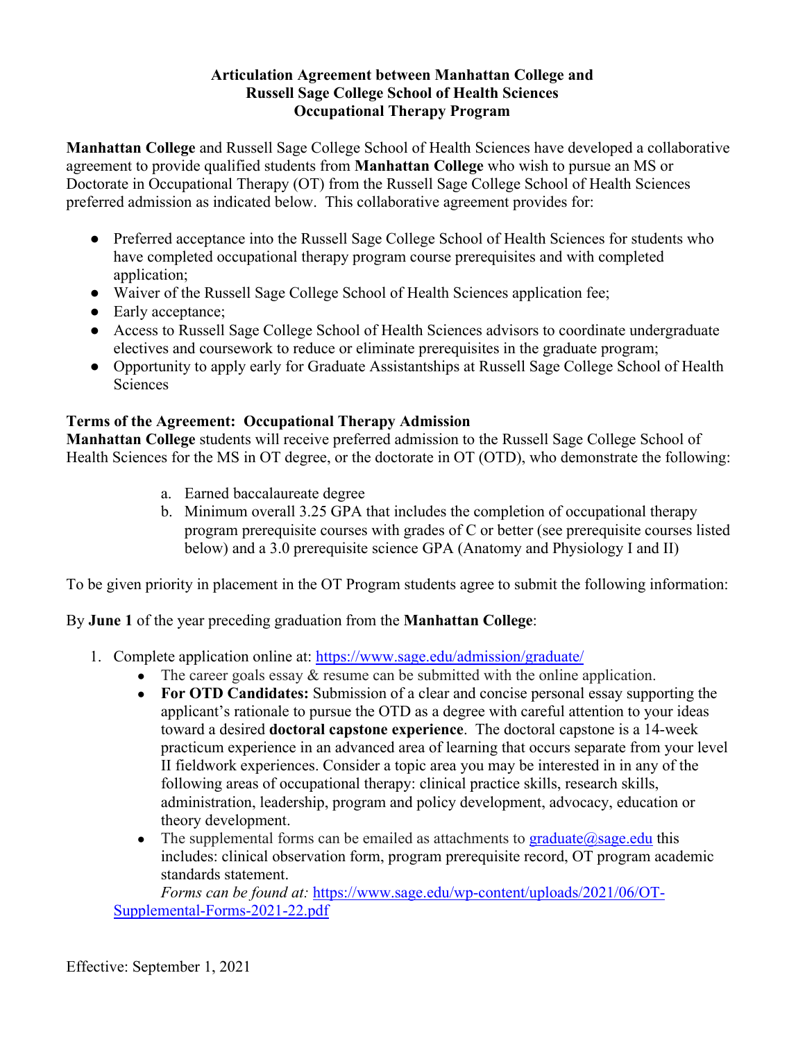**Articulation Agreement between Manhattan College and Russell Sage College School of Health Sciences Occupational Therapy Program**

**Manhattan College** and Russell Sage College School of Health Sciences have developed a collaborative agreement to provide qualified students from **Manhattan College** who wish to pursue an MS or Doctorate in Occupational Therapy (OT) from the Russell Sage College School of Health Sciences preferred admission as indicated below. This collaborative agreement provides for:

- Preferred acceptance into the Russell Sage College School of Health Sciences for students who have completed occupational therapy program course prerequisites and with completed application;
- Waiver of the Russell Sage College School of Health Sciences application fee;
- Early acceptance;
- Access to Russell Sage College School of Health Sciences advisors to coordinate undergraduate electives and coursework to reduce or eliminate prerequisites in the graduate program;
- Opportunity to apply early for Graduate Assistantships at Russell Sage College School of Health Sciences

**Terms of the Agreement: Occupational Therapy Admission**

**Manhattan College** students will receive preferred admission to the Russell Sage College School of Health Sciences for the MS in OT degree, or the doctorate in OT (OTD), who demonstrate the following:

a. Earned baccalaureate degree
b. Minimum overall 3.25 GPA that includes the completion of occupational therapy program prerequisite courses with grades of C or better (see prerequisite courses listed below) and a 3.0 prerequisite science GPA (Anatomy and Physiology I and II)

To be given priority in placement in the OT Program students agree to submit the following information:

By **June 1** of the year preceding graduation from the **Manhattan College**:

1. Complete application online at: https://www.sage.edu/admission/graduate/
   - The career goals essay & resume can be submitted with the online application.
   - **For OTD Candidates:** Submission of a clear and concise personal essay supporting the applicant's rationale to pursue the OTD as a degree with careful attention to your ideas toward a desired **doctoral capstone experience**. The doctoral capstone is a 14-week practicum experience in an advanced area of learning that occurs separate from your level II fieldwork experiences. Consider a topic area you may be interested in in any of the following areas of occupational therapy: clinical practice skills, research skills, administration, leadership, program and policy development, advocacy, education or theory development.
   - The supplemental forms can be emailed as attachments to graduate@sage.edu this includes: clinical observation form, program prerequisite record, OT program academic standards statement.

   *Forms can be found at:* https://www.sage.edu/wp-content/uploads/2021/06/OT-Supplemental-Forms-2021-22.pdf

Effective: September 1, 2021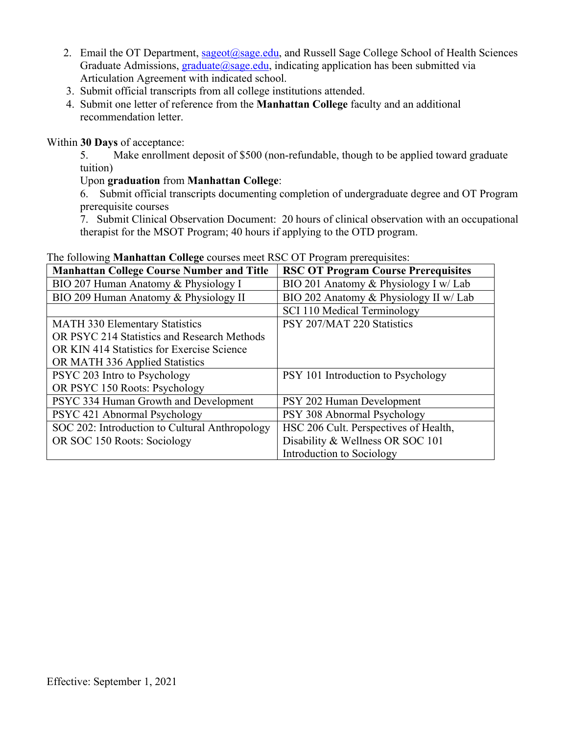2. Email the OT Department, sageot@sage.edu, and Russell Sage College School of Health Sciences Graduate Admissions, graduate@sage.edu, indicating application has been submitted via Articulation Agreement with indicated school.
3. Submit official transcripts from all college institutions attended.
4. Submit one letter of reference from the **Manhattan College** faculty and an additional recommendation letter.

Within **30 Days** of acceptance:

5. Make enrollment deposit of $500 (non-refundable, though to be applied toward graduate tuition)

Upon **graduation** from **Manhattan College**:

6. Submit official transcripts documenting completion of undergraduate degree and OT Program prerequisite courses
7. Submit Clinical Observation Document: 20 hours of clinical observation with an occupational therapist for the MSOT Program; 40 hours if applying to the OTD program.

The following **Manhattan College** courses meet RSC OT Program prerequisites:

| Manhattan College Course Number and Title | RSC OT Program Course Prerequisites |
|---|---|
| BIO 207 Human Anatomy & Physiology I | BIO 201 Anatomy & Physiology I w/ Lab |
| BIO 209 Human Anatomy & Physiology II | BIO 202 Anatomy & Physiology II w/ Lab |
| | SCI 110 Medical Terminology |
| MATH 330 Elementary Statistics<br>OR PSYC 214 Statistics and Research Methods<br>OR KIN 414 Statistics for Exercise Science<br>OR MATH 336 Applied Statistics | PSY 207/MAT 220 Statistics |
| PSYC 203 Intro to Psychology<br>OR PSYC 150 Roots: Psychology | PSY 101 Introduction to Psychology |
| PSYC 334 Human Growth and Development | PSY 202 Human Development |
| PSYC 421 Abnormal Psychology | PSY 308 Abnormal Psychology |
| SOC 202: Introduction to Cultural Anthropology<br>OR SOC 150 Roots: Sociology | HSC 206 Cult. Perspectives of Health, Disability & Wellness OR SOC 101 Introduction to Sociology |

Effective: September 1, 2021